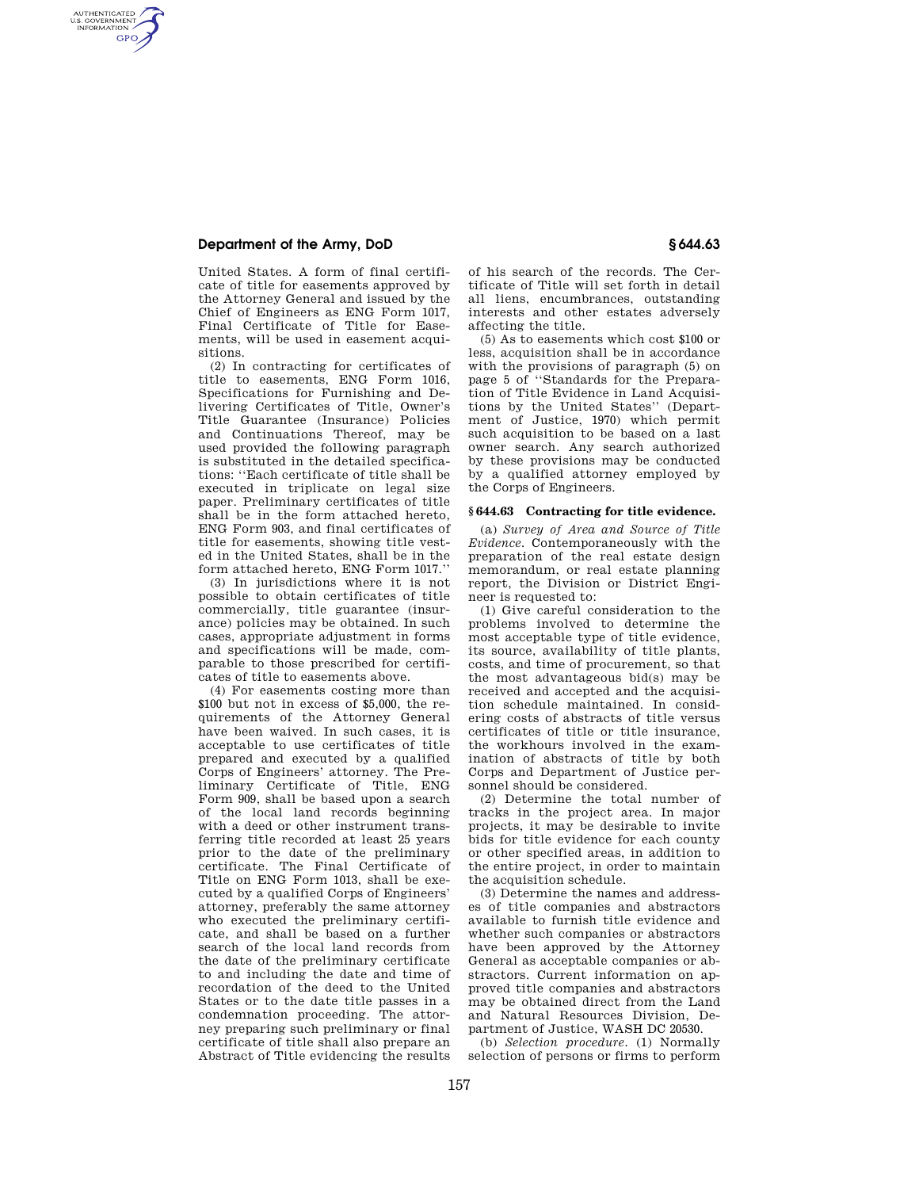United States. A form of final certificate of title for easements approved by the Attorney General and issued by the Chief of Engineers as ENG Form 1017, Final Certificate of Title for Easements, will be used in easement acquisitions.

(2) In contracting for certificates of title to easements, ENG Form 1016, Specifications for Furnishing and Delivering Certificates of Title, Owner's Title Guarantee (Insurance) Policies and Continuations Thereof, may be used provided the following paragraph is substituted in the detailed specifications: ''Each certificate of title shall be executed in triplicate on legal size paper. Preliminary certificates of title shall be in the form attached hereto, ENG Form 903, and final certificates of title for easements, showing title vested in the United States, shall be in the form attached hereto, ENG Form 1017.''

(3) In jurisdictions where it is not possible to obtain certificates of title commercially, title guarantee (insurance) policies may be obtained. In such cases, appropriate adjustment in forms and specifications will be made, comparable to those prescribed for certificates of title to easements above.

(4) For easements costing more than $100 but not in excess of $5,000, the requirements of the Attorney General have been waived. In such cases, it is acceptable to use certificates of title prepared and executed by a qualified Corps of Engineers' attorney. The Preliminary Certificate of Title, ENG Form 909, shall be based upon a search of the local land records beginning with a deed or other instrument transferring title recorded at least 25 years prior to the date of the preliminary certificate. The Final Certificate of Title on ENG Form 1013, shall be executed by a qualified Corps of Engineers' attorney, preferably the same attorney who executed the preliminary certificate, and shall be based on a further search of the local land records from the date of the preliminary certificate to and including the date and time of recordation of the deed to the United States or to the date title passes in a condemnation proceeding. The attorney preparing such preliminary or final certificate of title shall also prepare an Abstract of Title evidencing the results of his search of the records. The Certificate of Title will set forth in detail all liens, encumbrances, outstanding interests and other estates adversely affecting the title.

(5) As to easements which cost $100 or less, acquisition shall be in accordance with the provisions of paragraph (5) on page 5 of ''Standards for the Preparation of Title Evidence in Land Acquisitions by the United States'' (Department of Justice, 1970) which permit such acquisition to be based on a last owner search. Any search authorized by these provisions may be conducted by a qualified attorney employed by the Corps of Engineers.

## § 644.63 Contracting for title evidence.

(a) *Survey of Area and Source of Title Evidence.* Contemporaneously with the preparation of the real estate design memorandum, or real estate planning report, the Division or District Engineer is requested to:

(1) Give careful consideration to the problems involved to determine the most acceptable type of title evidence, its source, availability of title plants, costs, and time of procurement, so that the most advantageous bid(s) may be received and accepted and the acquisition schedule maintained. In considering costs of abstracts of title versus certificates of title or title insurance, the workhours involved in the examination of abstracts of title by both Corps and Department of Justice personnel should be considered.

(2) Determine the total number of tracks in the project area. In major projects, it may be desirable to invite bids for title evidence for each county or other specified areas, in addition to the entire project, in order to maintain the acquisition schedule.

(3) Determine the names and addresses of title companies and abstractors available to furnish title evidence and whether such companies or abstractors have been approved by the Attorney General as acceptable companies or abstractors. Current information on approved title companies and abstractors may be obtained direct from the Land and Natural Resources Division, Department of Justice, WASH DC 20530.

(b) *Selection procedure.* (1) Normally selection of persons or firms to perform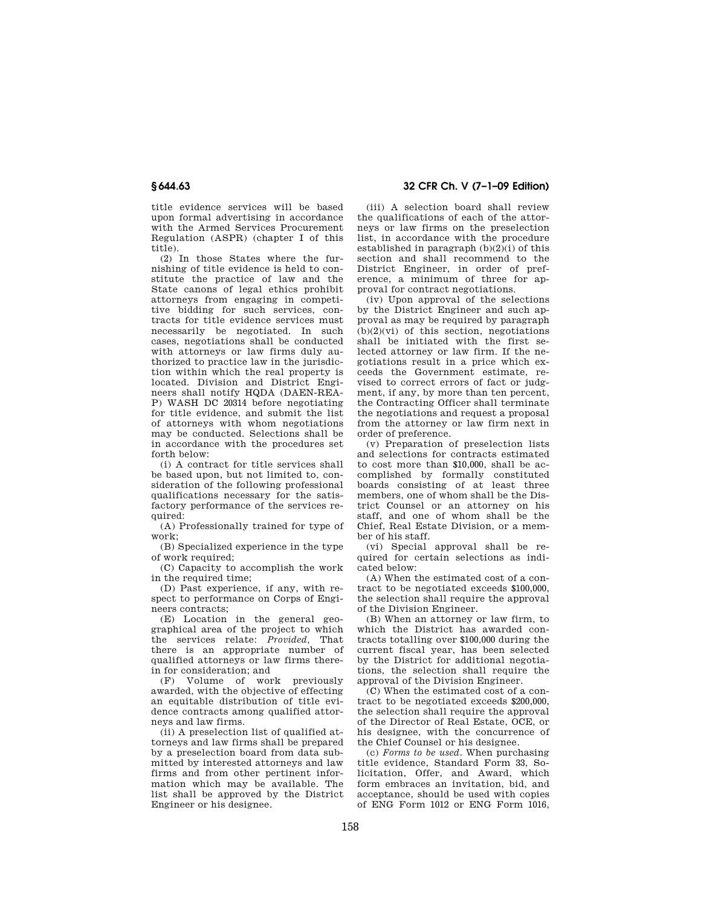title evidence services will be based upon formal advertising in accordance with the Armed Services Procurement Regulation (ASPR) (chapter I of this title).

(2) In those States where the furnishing of title evidence is held to constitute the practice of law and the State canons of legal ethics prohibit attorneys from engaging in competitive bidding for such services, contracts for title evidence services must necessarily be negotiated. In such cases, negotiations shall be conducted with attorneys or law firms duly authorized to practice law in the jurisdiction within which the real property is located. Division and District Engineers shall notify HQDA (DAEN-REA-P) WASH DC 20314 before negotiating for title evidence, and submit the list of attorneys with whom negotiations may be conducted. Selections shall be in accordance with the procedures set forth below:

(i) A contract for title services shall be based upon, but not limited to, consideration of the following professional qualifications necessary for the satisfactory performance of the services required:

(A) Professionally trained for type of work;

(B) Specialized experience in the type of work required;

(C) Capacity to accomplish the work in the required time;

(D) Past experience, if any, with respect to performance on Corps of Engineers contracts;

(E) Location in the general geographical area of the project to which the services relate: *Provided*, That there is an appropriate number of qualified attorneys or law firms therein for consideration; and

(F) Volume of work previously awarded, with the objective of effecting an equitable distribution of title evidence contracts among qualified attorneys and law firms.

(ii) A preselection list of qualified attorneys and law firms shall be prepared by a preselection board from data submitted by interested attorneys and law firms and from other pertinent information which may be available. The list shall be approved by the District Engineer or his designee.

(iii) A selection board shall review the qualifications of each of the attorneys or law firms on the preselection list, in accordance with the procedure established in paragraph (b)(2)(i) of this section and shall recommend to the District Engineer, in order of preference, a minimum of three for approval for contract negotiations.

(iv) Upon approval of the selections by the District Engineer and such approval as may be required by paragraph (b)(2)(vi) of this section, negotiations shall be initiated with the first selected attorney or law firm. If the negotiations result in a price which exceeds the Government estimate, revised to correct errors of fact or judgment, if any, by more than ten percent, the Contracting Officer shall terminate the negotiations and request a proposal from the attorney or law firm next in order of preference.

(v) Preparation of preselection lists and selections for contracts estimated to cost more than $10,000, shall be accomplished by formally constituted boards consisting of at least three members, one of whom shall be the District Counsel or an attorney on his staff, and one of whom shall be the Chief, Real Estate Division, or a member of his staff.

(vi) Special approval shall be required for certain selections as indicated below:

(A) When the estimated cost of a contract to be negotiated exceeds $100,000, the selection shall require the approval of the Division Engineer.

(B) When an attorney or law firm, to which the District has awarded contracts totalling over $100,000 during the current fiscal year, has been selected by the District for additional negotiations, the selection shall require the approval of the Division Engineer.

(C) When the estimated cost of a contract to be negotiated exceeds $200,000, the selection shall require the approval of the Director of Real Estate, OCE, or his designee, with the concurrence of the Chief Counsel or his designee.

(c) *Forms to be used*. When purchasing title evidence, Standard Form 33, Solicitation, Offer, and Award, which form embraces an invitation, bid, and acceptance, should be used with copies of ENG Form 1012 or ENG Form 1016,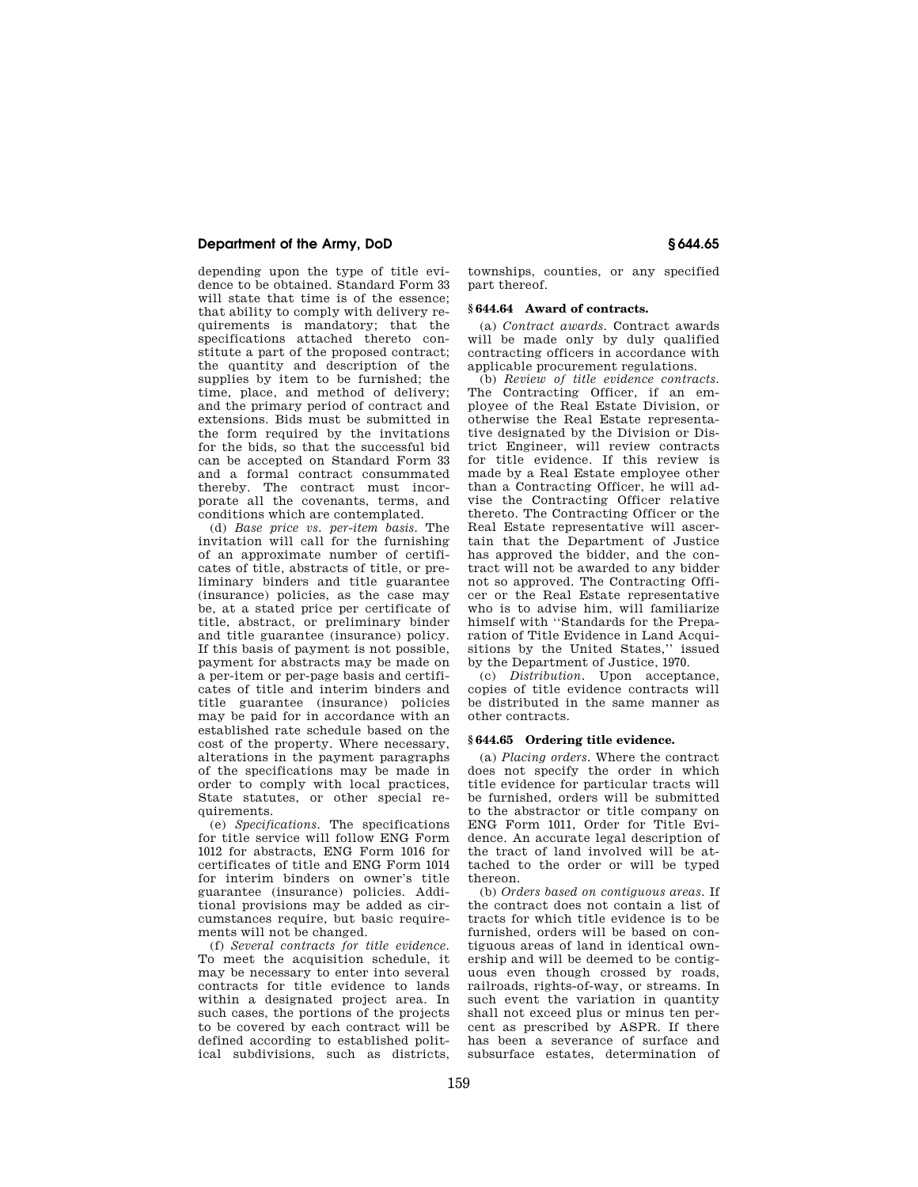depending upon the type of title evidence to be obtained. Standard Form 33 will state that time is of the essence; that ability to comply with delivery requirements is mandatory; that the specifications attached thereto constitute a part of the proposed contract; the quantity and description of the supplies by item to be furnished; the time, place, and method of delivery; and the primary period of contract and extensions. Bids must be submitted in the form required by the invitations for the bids, so that the successful bid can be accepted on Standard Form 33 and a formal contract consummated thereby. The contract must incorporate all the covenants, terms, and conditions which are contemplated.

(d) *Base price vs. per-item basis.* The invitation will call for the furnishing of an approximate number of certificates of title, abstracts of title, or preliminary binders and title guarantee (insurance) policies, as the case may be, at a stated price per certificate of title, abstract, or preliminary binder and title guarantee (insurance) policy. If this basis of payment is not possible, payment for abstracts may be made on a per-item or per-page basis and certificates of title and interim binders and title guarantee (insurance) policies may be paid for in accordance with an established rate schedule based on the cost of the property. Where necessary, alterations in the payment paragraphs of the specifications may be made in order to comply with local practices, State statutes, or other special requirements.

(e) *Specifications.* The specifications for title service will follow ENG Form 1012 for abstracts, ENG Form 1016 for certificates of title and ENG Form 1014 for interim binders on owner's title guarantee (insurance) policies. Additional provisions may be added as circumstances require, but basic requirements will not be changed.

(f) *Several contracts for title evidence.* To meet the acquisition schedule, it may be necessary to enter into several contracts for title evidence to lands within a designated project area. In such cases, the portions of the projects to be covered by each contract will be defined according to established political subdivisions, such as districts, townships, counties, or any specified part thereof.

### § 644.64 Award of contracts.

(a) *Contract awards.* Contract awards will be made only by duly qualified contracting officers in accordance with applicable procurement regulations.

(b) *Review of title evidence contracts.* The Contracting Officer, if an employee of the Real Estate Division, or otherwise the Real Estate representative designated by the Division or District Engineer, will review contracts for title evidence. If this review is made by a Real Estate employee other than a Contracting Officer, he will advise the Contracting Officer relative thereto. The Contracting Officer or the Real Estate representative will ascertain that the Department of Justice has approved the bidder, and the contract will not be awarded to any bidder not so approved. The Contracting Officer or the Real Estate representative who is to advise him, will familiarize himself with "Standards for the Preparation of Title Evidence in Land Acquisitions by the United States," issued by the Department of Justice, 1970.

(c) *Distribution.* Upon acceptance, copies of title evidence contracts will be distributed in the same manner as other contracts.

### § 644.65 Ordering title evidence.

(a) *Placing orders.* Where the contract does not specify the order in which title evidence for particular tracts will be furnished, orders will be submitted to the abstractor or title company on ENG Form 1011, Order for Title Evidence. An accurate legal description of the tract of land involved will be attached to the order or will be typed thereon.

(b) *Orders based on contiguous areas.* If the contract does not contain a list of tracts for which title evidence is to be furnished, orders will be based on contiguous areas of land in identical ownership and will be deemed to be contiguous even though crossed by roads, railroads, rights-of-way, or streams. In such event the variation in quantity shall not exceed plus or minus ten percent as prescribed by ASPR. If there has been a severance of surface and subsurface estates, determination of